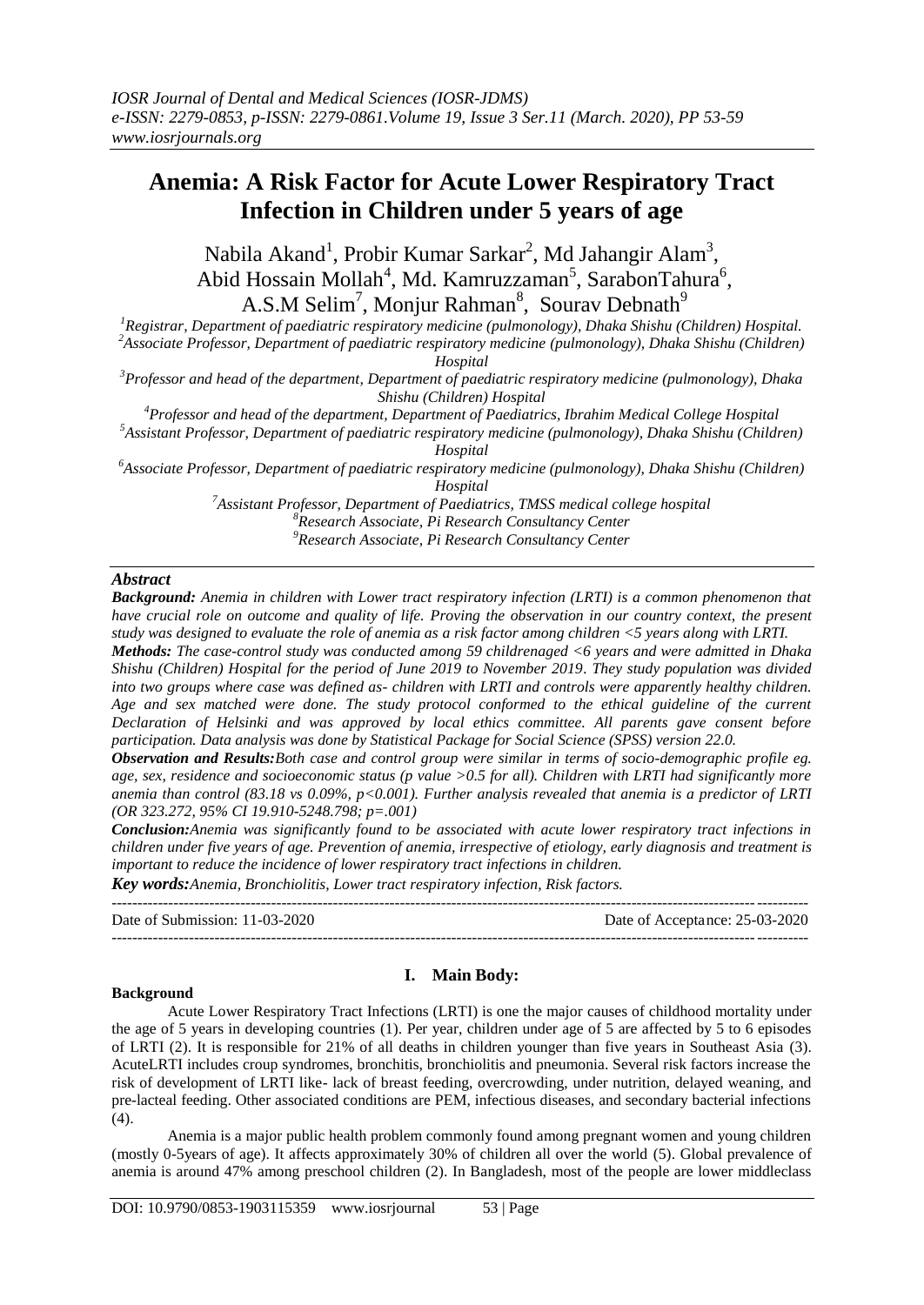# Anemia: A Risk Factor for Acute Lower Respiratory Tract Infection in Children under 5 years of age

Nabila Akand[1], Probir Kumar Sarkar[2], Md Jahangir Alam[3], Abid Hossain Mollah[4], Md. Kamruzzaman[5], SarabonTahura[6], A.S.M Selim[7], Monjur Rahman[8], Sourav Debnath[9]

[1]*Registrar, Department of paediatric respiratory medicine (pulmonology), Dhaka Shishu (Children) Hospital.*
[2]*Associate Professor, Department of paediatric respiratory medicine (pulmonology), Dhaka Shishu (Children) Hospital*
[3]*Professor and head of the department, Department of paediatric respiratory medicine (pulmonology), Dhaka Shishu (Children) Hospital*
[4]*Professor and head of the department, Department of Paediatrics, Ibrahim Medical College Hospital*
[5]*Assistant Professor, Department of paediatric respiratory medicine (pulmonology), Dhaka Shishu (Children) Hospital*
[6]*Associate Professor, Department of paediatric respiratory medicine (pulmonology), Dhaka Shishu (Children) Hospital*
[7]*Assistant Professor, Department of Paediatrics, TMSS medical college hospital*
[8]*Research Associate, Pi Research Consultancy Center*
[9]*Research Associate, Pi Research Consultancy Center*

## *Abstract*

***Background:*** *Anemia in children with Lower tract respiratory infection (LRTI) is a common phenomenon that have crucial role on outcome and quality of life. Proving the observation in our country context, the present study was designed to evaluate the role of anemia as a risk factor among children <5 years along with LRTI.*

***Methods:*** *The case-control study was conducted among 59 childrenaged <6 years and were admitted in Dhaka Shishu (Children) Hospital for the period of June 2019 to November 2019. They study population was divided into two groups where case was defined as- children with LRTI and controls were apparently healthy children. Age and sex matched were done. The study protocol conformed to the ethical guideline of the current Declaration of Helsinki and was approved by local ethics committee. All parents gave consent before participation. Data analysis was done by Statistical Package for Social Science (SPSS) version 22.0.*

***Observation and Results:*** *Both case and control group were similar in terms of socio-demographic profile eg. age, sex, residence and socioeconomic status (p value >0.5 for all). Children with LRTI had significantly more anemia than control (83.18 vs 0.09%, p<0.001). Further analysis revealed that anemia is a predictor of LRTI (OR 323.272, 95% CI 19.910-5248.798; p=.001)*

***Conclusion:*** *Anemia was significantly found to be associated with acute lower respiratory tract infections in children under five years of age. Prevention of anemia, irrespective of etiology, early diagnosis and treatment is important to reduce the incidence of lower respiratory tract infections in children.*

***Key words:*** *Anemia, Bronchiolitis, Lower tract respiratory infection, Risk factors.*

Date of Submission: 11-03-2020 Date of Acceptance: 25-03-2020

## I. Main Body:

### Background

Acute Lower Respiratory Tract Infections (LRTI) is one the major causes of childhood mortality under the age of 5 years in developing countries (1). Per year, children under age of 5 are affected by 5 to 6 episodes of LRTI (2). It is responsible for 21% of all deaths in children younger than five years in Southeast Asia (3). AcuteLRTI includes croup syndromes, bronchitis, bronchiolitis and pneumonia. Several risk factors increase the risk of development of LRTI like- lack of breast feeding, overcrowding, under nutrition, delayed weaning, and pre-lacteal feeding. Other associated conditions are PEM, infectious diseases, and secondary bacterial infections (4).

Anemia is a major public health problem commonly found among pregnant women and young children (mostly 0-5years of age). It affects approximately 30% of children all over the world (5). Global prevalence of anemia is around 47% among preschool children (2). In Bangladesh, most of the people are lower middleclass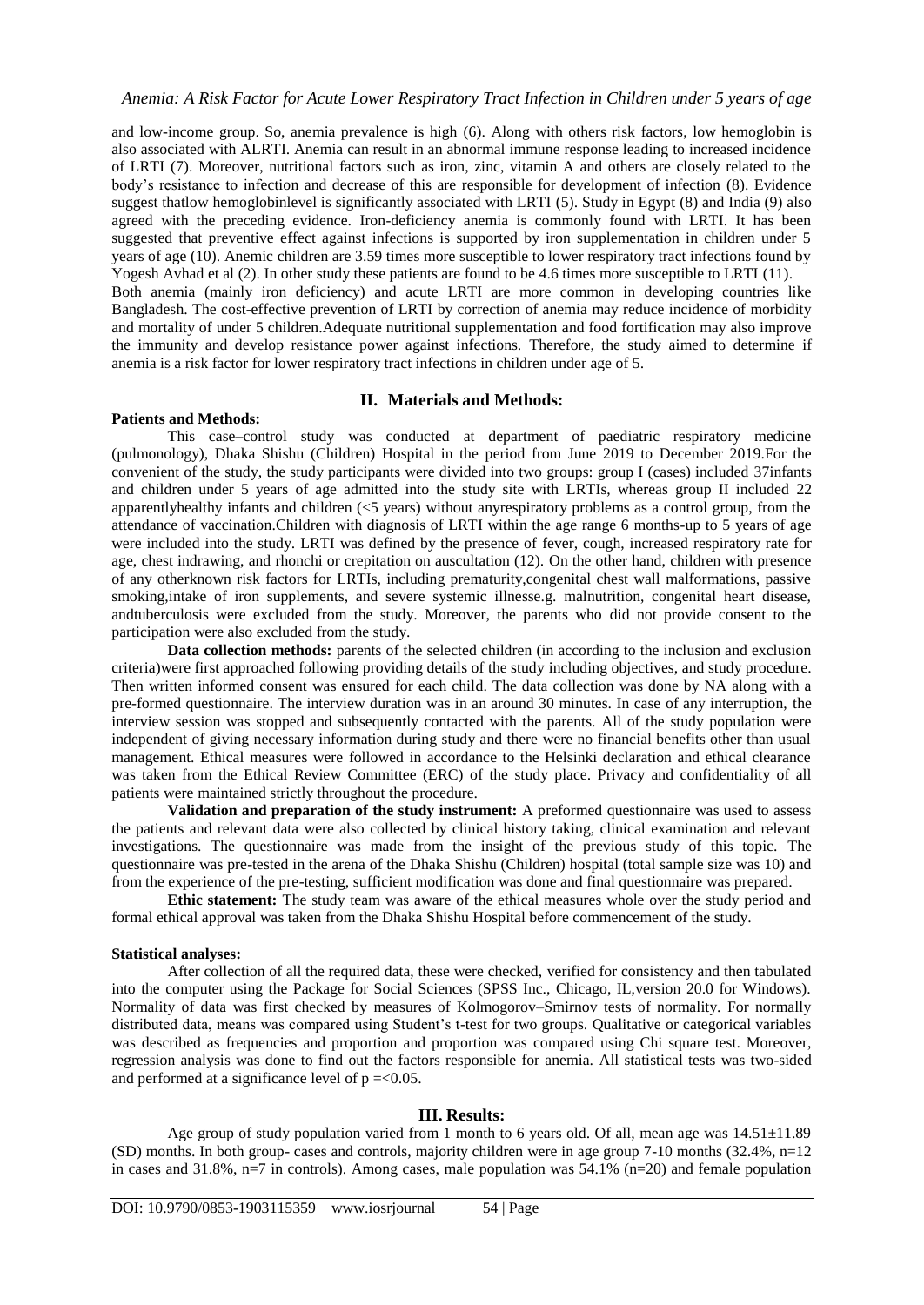and low-income group. So, anemia prevalence is high (6). Along with others risk factors, low hemoglobin is also associated with ALRTI. Anemia can result in an abnormal immune response leading to increased incidence of LRTI (7). Moreover, nutritional factors such as iron, zinc, vitamin A and others are closely related to the body's resistance to infection and decrease of this are responsible for development of infection (8). Evidence suggest thatlow hemoglobinlevel is significantly associated with LRTI (5). Study in Egypt (8) and India (9) also agreed with the preceding evidence. Iron-deficiency anemia is commonly found with LRTI. It has been suggested that preventive effect against infections is supported by iron supplementation in children under 5 years of age (10). Anemic children are 3.59 times more susceptible to lower respiratory tract infections found by Yogesh Avhad et al (2). In other study these patients are found to be 4.6 times more susceptible to LRTI (11).

Both anemia (mainly iron deficiency) and acute LRTI are more common in developing countries like Bangladesh. The cost-effective prevention of LRTI by correction of anemia may reduce incidence of morbidity and mortality of under 5 children.Adequate nutritional supplementation and food fortification may also improve the immunity and develop resistance power against infections. Therefore, the study aimed to determine if anemia is a risk factor for lower respiratory tract infections in children under age of 5.

## II. Materials and Methods:

**Patients and Methods:**

This case–control study was conducted at department of paediatric respiratory medicine (pulmonology), Dhaka Shishu (Children) Hospital in the period from June 2019 to December 2019.For the convenient of the study, the study participants were divided into two groups: group I (cases) included 37infants and children under 5 years of age admitted into the study site with LRTIs, whereas group II included 22 apparentlyhealthy infants and children (<5 years) without anyrespiratory problems as a control group, from the attendance of vaccination.Children with diagnosis of LRTI within the age range 6 months-up to 5 years of age were included into the study. LRTI was defined by the presence of fever, cough, increased respiratory rate for age, chest indrawing, and rhonchi or crepitation on auscultation (12). On the other hand, children with presence of any otherknown risk factors for LRTIs, including prematurity,congenital chest wall malformations, passive smoking,intake of iron supplements, and severe systemic illnesse.g. malnutrition, congenital heart disease, andtuberculosis were excluded from the study. Moreover, the parents who did not provide consent to the participation were also excluded from the study.

**Data collection methods:** parents of the selected children (in according to the inclusion and exclusion criteria)were first approached following providing details of the study including objectives, and study procedure. Then written informed consent was ensured for each child. The data collection was done by NA along with a pre-formed questionnaire. The interview duration was in an around 30 minutes. In case of any interruption, the interview session was stopped and subsequently contacted with the parents. All of the study population were independent of giving necessary information during study and there were no financial benefits other than usual management. Ethical measures were followed in accordance to the Helsinki declaration and ethical clearance was taken from the Ethical Review Committee (ERC) of the study place. Privacy and confidentiality of all patients were maintained strictly throughout the procedure.

**Validation and preparation of the study instrument:** A preformed questionnaire was used to assess the patients and relevant data were also collected by clinical history taking, clinical examination and relevant investigations. The questionnaire was made from the insight of the previous study of this topic. The questionnaire was pre-tested in the arena of the Dhaka Shishu (Children) hospital (total sample size was 10) and from the experience of the pre-testing, sufficient modification was done and final questionnaire was prepared.

**Ethic statement:** The study team was aware of the ethical measures whole over the study period and formal ethical approval was taken from the Dhaka Shishu Hospital before commencement of the study.

**Statistical analyses:**

After collection of all the required data, these were checked, verified for consistency and then tabulated into the computer using the Package for Social Sciences (SPSS Inc., Chicago, IL,version 20.0 for Windows). Normality of data was first checked by measures of Kolmogorov–Smirnov tests of normality. For normally distributed data, means was compared using Student's t-test for two groups. Qualitative or categorical variables was described as frequencies and proportion and proportion was compared using Chi square test. Moreover, regression analysis was done to find out the factors responsible for anemia. All statistical tests was two-sided and performed at a significance level of $p =< 0.05$.

## III. Results:

Age group of study population varied from 1 month to 6 years old. Of all, mean age was 14.51±11.89 (SD) months. In both group- cases and controls, majority children were in age group 7-10 months (32.4%, n=12 in cases and 31.8%, n=7 in controls). Among cases, male population was 54.1% (n=20) and female population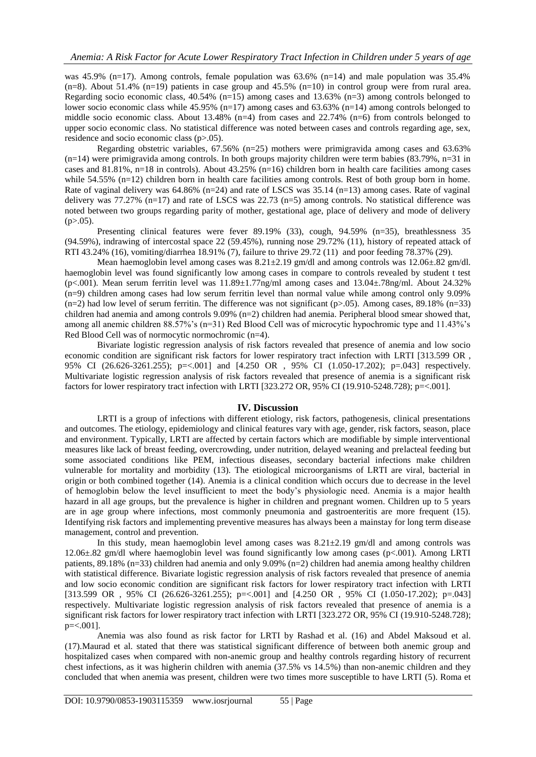was 45.9% (n=17). Among controls, female population was 63.6% (n=14) and male population was 35.4% (n=8). About 51.4% (n=19) patients in case group and 45.5% (n=10) in control group were from rural area. Regarding socio economic class, 40.54% (n=15) among cases and 13.63% (n=3) among controls belonged to lower socio economic class while 45.95% (n=17) among cases and 63.63% (n=14) among controls belonged to middle socio economic class. About 13.48% (n=4) from cases and 22.74% (n=6) from controls belonged to upper socio economic class. No statistical difference was noted between cases and controls regarding age, sex, residence and socio economic class (p>.05).

Regarding obstetric variables, 67.56% (n=25) mothers were primigravida among cases and 63.63% (n=14) were primigravida among controls. In both groups majority children were term babies (83.79%, n=31 in cases and 81.81%, n=18 in controls). About 43.25% (n=16) children born in health care facilities among cases while 54.55% (n=12) children born in health care facilities among controls. Rest of both group born in home. Rate of vaginal delivery was 64.86% (n=24) and rate of LSCS was 35.14 (n=13) among cases. Rate of vaginal delivery was 77.27% (n=17) and rate of LSCS was 22.73 (n=5) among controls. No statistical difference was noted between two groups regarding parity of mother, gestational age, place of delivery and mode of delivery (p>.05).

Presenting clinical features were fever 89.19% (33), cough, 94.59% (n=35), breathlessness 35 (94.59%), indrawing of intercostal space 22 (59.45%), running nose 29.72% (11), history of repeated attack of RTI 43.24% (16), vomiting/diarrhea 18.91% (7), failure to thrive 29.72 (11) and poor feeding 78.37% (29).

Mean haemoglobin level among cases was 8.21±2.19 gm/dl and among controls was 12.06±.82 gm/dl. haemoglobin level was found significantly low among cases in compare to controls revealed by student t test (p<.001). Mean serum ferritin level was 11.89±1.77ng/ml among cases and 13.04±.78ng/ml. About 24.32% (n=9) children among cases had low serum ferritin level than normal value while among control only 9.09% (n=2) had low level of serum ferritin. The difference was not significant (p>.05). Among cases, 89.18% (n=33) children had anemia and among controls 9.09% (n=2) children had anemia. Peripheral blood smear showed that, among all anemic children 88.57%'s (n=31) Red Blood Cell was of microcytic hypochromic type and 11.43%'s Red Blood Cell was of normocytic normochromic (n=4).

Bivariate logistic regression analysis of risk factors revealed that presence of anemia and low socio economic condition are significant risk factors for lower respiratory tract infection with LRTI [313.599 OR , 95% CI (26.626-3261.255); p=<.001] and [4.250 OR , 95% CI (1.050-17.202); p=.043] respectively. Multivariate logistic regression analysis of risk factors revealed that presence of anemia is a significant risk factors for lower respiratory tract infection with LRTI [323.272 OR, 95% CI (19.910-5248.728); p=<.001].

## IV. Discussion

LRTI is a group of infections with different etiology, risk factors, pathogenesis, clinical presentations and outcomes. The etiology, epidemiology and clinical features vary with age, gender, risk factors, season, place and environment. Typically, LRTI are affected by certain factors which are modifiable by simple interventional measures like lack of breast feeding, overcrowding, under nutrition, delayed weaning and prelacteal feeding but some associated conditions like PEM, infectious diseases, secondary bacterial infections make children vulnerable for mortality and morbidity (13). The etiological microorganisms of LRTI are viral, bacterial in origin or both combined together (14). Anemia is a clinical condition which occurs due to decrease in the level of hemoglobin below the level insufficient to meet the body's physiologic need. Anemia is a major health hazard in all age groups, but the prevalence is higher in children and pregnant women. Children up to 5 years are in age group where infections, most commonly pneumonia and gastroenteritis are more frequent (15). Identifying risk factors and implementing preventive measures has always been a mainstay for long term disease management, control and prevention.

In this study, mean haemoglobin level among cases was 8.21±2.19 gm/dl and among controls was 12.06±.82 gm/dl where haemoglobin level was found significantly low among cases (p<.001). Among LRTI patients, 89.18% (n=33) children had anemia and only 9.09% (n=2) children had anemia among healthy children with statistical difference. Bivariate logistic regression analysis of risk factors revealed that presence of anemia and low socio economic condition are significant risk factors for lower respiratory tract infection with LRTI [313.599 OR , 95% CI (26.626-3261.255); p=<.001] and [4.250 OR , 95% CI (1.050-17.202); p=.043] respectively. Multivariate logistic regression analysis of risk factors revealed that presence of anemia is a significant risk factors for lower respiratory tract infection with LRTI [323.272 OR, 95% CI (19.910-5248.728); p=<.001].

Anemia was also found as risk factor for LRTI by Rashad et al. (16) and Abdel Maksoud et al. (17).Maurad et al. stated that there was statistical significant difference of between both anemic group and hospitalized cases when compared with non-anemic group and healthy controls regarding history of recurrent chest infections, as it was higherin children with anemia (37.5% vs 14.5%) than non-anemic children and they concluded that when anemia was present, children were two times more susceptible to have LRTI (5). Roma et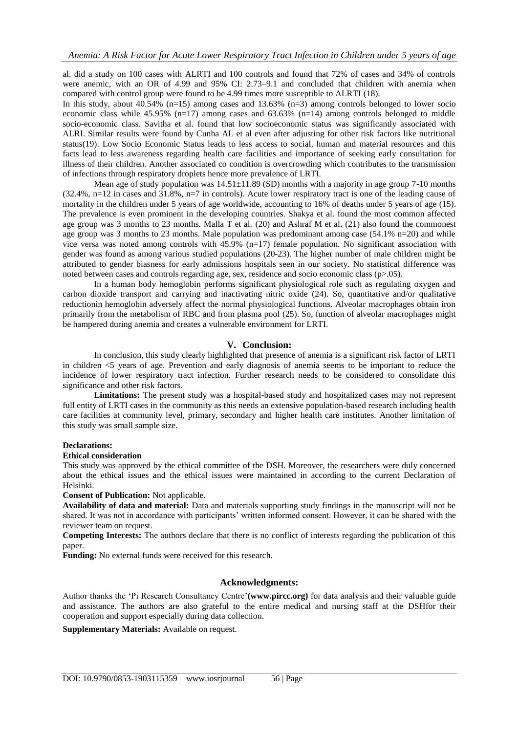al. did a study on 100 cases with ALRTI and 100 controls and found that 72% of cases and 34% of controls were anemic, with an OR of 4.99 and 95% CI: 2.73–9.1 and concluded that children with anemia when compared with control group were found to be 4.99 times more susceptible to ALRTI (18).

In this study, about 40.54% (n=15) among cases and 13.63% (n=3) among controls belonged to lower socio economic class while 45.95% (n=17) among cases and 63.63% (n=14) among controls belonged to middle socio-economic class. Savitha et al. found that low socioeconomic status was significantly associated with ALRI. Similar results were found by Cunha AL et al even after adjusting for other risk factors like nutritional status(19). Low Socio Economic Status leads to less access to social, human and material resources and this facts lead to less awareness regarding health care facilities and importance of seeking early consultation for illness of their children. Another associated co condition is overcrowding which contributes to the transmission of infections through respiratory droplets hence more prevalence of LRTI.

Mean age of study population was 14.51±11.89 (SD) months with a majority in age group 7-10 months (32.4%, n=12 in cases and 31.8%, n=7 in controls). Acute lower respiratory tract is one of the leading cause of mortality in the children under 5 years of age worldwide, accounting to 16% of deaths under 5 years of age (15). The prevalence is even prominent in the developing countries. Shakya et al. found the most common affected age group was 3 months to 23 months. Malla T et al. (20) and Ashraf M et al. (21) also found the commonest age group was 3 months to 23 months. Male population was predominant among case (54.1% n=20) and while vice versa was noted among controls with 45.9% (n=17) female population. No significant association with gender was found as among various studied populations (20-23). The higher number of male children might be attributed to gender biasness for early admissions hospitals seen in our society. No statistical difference was noted between cases and controls regarding age, sex, residence and socio economic class (p>.05).

In a human body hemoglobin performs significant physiological role such as regulating oxygen and carbon dioxide transport and carrying and inactivating nitric oxide (24). So, quantitative and/or qualitative reductionin hemoglobin adversely affect the normal physiological functions. Alveolar macrophages obtain iron primarily from the metabolism of RBC and from plasma pool (25). So, function of alveolar macrophages might be hampered during anemia and creates a vulnerable environment for LRTI.

## V. Conclusion:

In conclusion, this study clearly highlighted that presence of anemia is a significant risk factor of LRTI in children <5 years of age. Prevention and early diagnosis of anemia seems to be important to reduce the incidence of lower respiratory tract infection. Further research needs to be considered to consolidate this significance and other risk factors.

**Limitations:** The present study was a hospital-based study and hospitalized cases may not represent full entity of LRTI cases in the community as this needs an extensive population-based research including health care facilities at community level, primary, secondary and higher health care institutes. Another limitation of this study was small sample size.

**Declarations:**

**Ethical consideration**

This study was approved by the ethical committee of the DSH. Moreover, the researchers were duly concerned about the ethical issues and the ethical issues were maintained in according to the current Declaration of Helsinki.

**Consent of Publication:** Not applicable.

**Availability of data and material:** Data and materials supporting study findings in the manuscript will not be shared. It was not in accordance with participants' written informed consent. However, it can be shared with the reviewer team on request.

**Competing Interests:** The authors declare that there is no conflict of interests regarding the publication of this paper.

**Funding:** No external funds were received for this research.

## Acknowledgments:

Author thanks the 'Pi Research Consultancy Centre'**(www.pircc.org)** for data analysis and their valuable guide and assistance. The authors are also grateful to the entire medical and nursing staff at the DSHfor their cooperation and support especially during data collection.

**Supplementary Materials:** Available on request.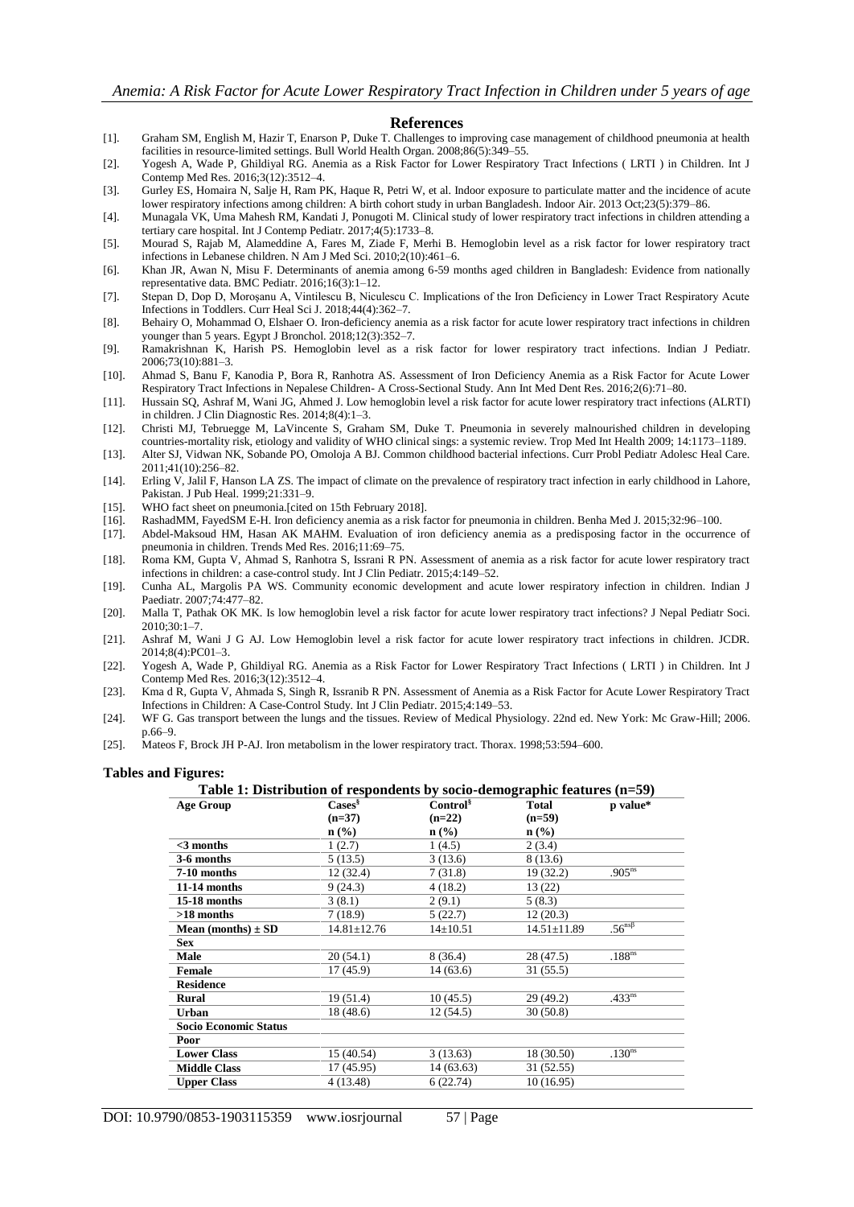## References

[1]. Graham SM, English M, Hazir T, Enarson P, Duke T. Challenges to improving case management of childhood pneumonia at health facilities in resource-limited settings. Bull World Health Organ. 2008;86(5):349–55.

[2]. Yogesh A, Wade P, Ghildiyal RG. Anemia as a Risk Factor for Lower Respiratory Tract Infections ( LRTI ) in Children. Int J Contemp Med Res. 2016;3(12):3512–4.

[3]. Gurley ES, Homaira N, Salje H, Ram PK, Haque R, Petri W, et al. Indoor exposure to particulate matter and the incidence of acute lower respiratory infections among children: A birth cohort study in urban Bangladesh. Indoor Air. 2013 Oct;23(5):379–86.

[4]. Munagala VK, Uma Mahesh RM, Kandati J, Ponugoti M. Clinical study of lower respiratory tract infections in children attending a tertiary care hospital. Int J Contemp Pediatr. 2017;4(5):1733–8.

[5]. Mourad S, Rajab M, Alameddine A, Fares M, Ziade F, Merhi B. Hemoglobin level as a risk factor for lower respiratory tract infections in Lebanese children. N Am J Med Sci. 2010;2(10):461–6.

[6]. Khan JR, Awan N, Misu F. Determinants of anemia among 6-59 months aged children in Bangladesh: Evidence from nationally representative data. BMC Pediatr. 2016;16(3):1–12.

[7]. Stepan D, Dop D, Moroşanu A, Vintilescu B, Niculescu C. Implications of the Iron Deficiency in Lower Tract Respiratory Acute Infections in Toddlers. Curr Heal Sci J. 2018;44(4):362–7.

[8]. Behairy O, Mohammad O, Elshaer O. Iron-deficiency anemia as a risk factor for acute lower respiratory tract infections in children younger than 5 years. Egypt J Bronchol. 2018;12(3):352–7.

[9]. Ramakrishnan K, Harish PS. Hemoglobin level as a risk factor for lower respiratory tract infections. Indian J Pediatr. 2006;73(10):881–3.

[10]. Ahmad S, Banu F, Kanodia P, Bora R, Ranhotra AS. Assessment of Iron Deficiency Anemia as a Risk Factor for Acute Lower Respiratory Tract Infections in Nepalese Children- A Cross-Sectional Study. Ann Int Med Dent Res. 2016;2(6):71–80.

[11]. Hussain SQ, Ashraf M, Wani JG, Ahmed J. Low hemoglobin level a risk factor for acute lower respiratory tract infections (ALRTI) in children. J Clin Diagnostic Res. 2014;8(4):1–3.

[12]. Christi MJ, Tebruegge M, LaVincente S, Graham SM, Duke T. Pneumonia in severely malnourished children in developing countries-mortality risk, etiology and validity of WHO clinical sings: a systemic review. Trop Med Int Health 2009; 14:1173–1189.

[13]. Alter SJ, Vidwan NK, Sobande PO, Omoloja A BJ. Common childhood bacterial infections. Curr Probl Pediatr Adolesc Heal Care. 2011;41(10):256–82.

[14]. Erling V, Jalil F, Hanson LA ZS. The impact of climate on the prevalence of respiratory tract infection in early childhood in Lahore, Pakistan. J Pub Heal. 1999;21:331–9.

[15]. WHO fact sheet on pneumonia.[cited on 15th February 2018].

[16]. RashadMM, FayedSM E-H. Iron deficiency anemia as a risk factor for pneumonia in children. Benha Med J. 2015;32:96–100.

[17]. Abdel-Maksoud HM, Hasan AK MAHM. Evaluation of iron deficiency anemia as a predisposing factor in the occurrence of pneumonia in children. Trends Med Res. 2016;11:69–75.

[18]. Roma KM, Gupta V, Ahmad S, Ranhotra S, Issrani R PN. Assessment of anemia as a risk factor for acute lower respiratory tract infections in children: a case-control study. Int J Clin Pediatr. 2015;4:149–52.

[19]. Cunha AL, Margolis PA WS. Community economic development and acute lower respiratory infection in children. Indian J Paediatr. 2007;74:477–82.

[20]. Malla T, Pathak OK MK. Is low hemoglobin level a risk factor for acute lower respiratory tract infections? J Nepal Pediatr Soci. 2010;30:1–7.

[21]. Ashraf M, Wani J G AJ. Low Hemoglobin level a risk factor for acute lower respiratory tract infections in children. JCDR. 2014;8(4):PC01–3.

[22]. Yogesh A, Wade P, Ghildiyal RG. Anemia as a Risk Factor for Lower Respiratory Tract Infections ( LRTI ) in Children. Int J Contemp Med Res. 2016;3(12):3512–4.

[23]. Kma d R, Gupta V, Ahmada S, Singh R, Issranib R PN. Assessment of Anemia as a Risk Factor for Acute Lower Respiratory Tract Infections in Children: A Case-Control Study. Int J Clin Pediatr. 2015;4:149–53.

[24]. WF G. Gas transport between the lungs and the tissues. Review of Medical Physiology. 22nd ed. New York: Mc Graw-Hill; 2006. p.66–9.

[25]. Mateos F, Brock JH P-AJ. Iron metabolism in the lower respiratory tract. Thorax. 1998;53:594–600.

## Tables and Figures:

**Table 1: Distribution of respondents by socio-demographic features (n=59)**

| Age Group | Cases[§] (n=37) n (%) | Control[§] (n=22) n (%) | Total (n=59) n (%) | p value* |
|---|---|---|---|---|
| <3 months | 1 (2.7) | 1 (4.5) | 2 (3.4) | |
| 3-6 months | 5 (13.5) | 3 (13.6) | 8 (13.6) | |
| 7-10 months | 12 (32.4) | 7 (31.8) | 19 (32.2) | .905[ns] |
| 11-14 months | 9 (24.3) | 4 (18.2) | 13 (22) | |
| 15-18 months | 3 (8.1) | 2 (9.1) | 5 (8.3) | |
| >18 months | 7 (18.9) | 5 (22.7) | 12 (20.3) | |
| Mean (months) ± SD | 14.81±12.76 | 14±10.51 | 14.51±11.89 | .56[nsβ] |
| **Sex** | | | | |
| Male | 20 (54.1) | 8 (36.4) | 28 (47.5) | .188[ns] |
| Female | 17 (45.9) | 14 (63.6) | 31 (55.5) | |
| **Residence** | | | | |
| Rural | 19 (51.4) | 10 (45.5) | 29 (49.2) | .433[ns] |
| Urban | 18 (48.6) | 12 (54.5) | 30 (50.8) | |
| **Socio Economic Status** | | | | |
| Poor | | | | |
| Lower Class | 15 (40.54) | 3 (13.63) | 18 (30.50) | .130[ns] |
| Middle Class | 17 (45.95) | 14 (63.63) | 31 (52.55) | |
| Upper Class | 4 (13.48) | 6 (22.74) | 10 (16.95) | |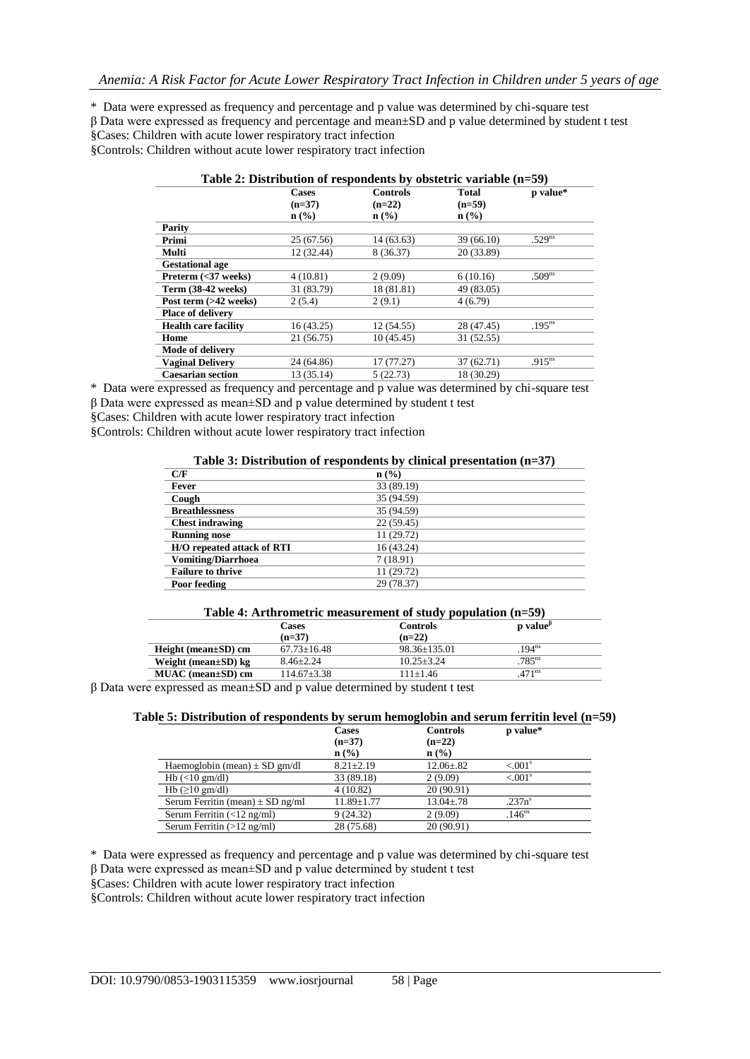\* Data were expressed as frequency and percentage and p value was determined by chi-square test
β Data were expressed as frequency and percentage and mean±SD and p value determined by student t test
§Cases: Children with acute lower respiratory tract infection
§Controls: Children without acute lower respiratory tract infection

**Table 2: Distribution of respondents by obstetric variable (n=59)**

| | Cases (n=37) n (%) | Controls (n=22) n (%) | Total (n=59) n (%) | p value* |
|---|---|---|---|---|
| **Parity** | | | | |
| **Primi** | 25 (67.56) | 14 (63.63) | 39 (66.10) | .529$^{ns}$ |
| **Multi** | 12 (32.44) | 8 (36.37) | 20 (33.89) | |
| **Gestational age** | | | | |
| **Preterm (<37 weeks)** | 4 (10.81) | 2 (9.09) | 6 (10.16) | .509$^{ns}$ |
| **Term (38-42 weeks)** | 31 (83.79) | 18 (81.81) | 49 (83.05) | |
| **Post term (>42 weeks)** | 2 (5.4) | 2 (9.1) | 4 (6.79) | |
| **Place of delivery** | | | | |
| **Health care facility** | 16 (43.25) | 12 (54.55) | 28 (47.45) | .195$^{ns}$ |
| **Home** | 21 (56.75) | 10 (45.45) | 31 (52.55) | |
| **Mode of delivery** | | | | |
| **Vaginal Delivery** | 24 (64.86) | 17 (77.27) | 37 (62.71) | .915$^{ns}$ |
| **Caesarian section** | 13 (35.14) | 5 (22.73) | 18 (30.29) | |

\* Data were expressed as frequency and percentage and p value was determined by chi-square test
β Data were expressed as mean±SD and p value determined by student t test
§Cases: Children with acute lower respiratory tract infection
§Controls: Children without acute lower respiratory tract infection

**Table 3: Distribution of respondents by clinical presentation (n=37)**

| C/F | n (%) |
|---|---|
| **Fever** | 33 (89.19) |
| **Cough** | 35 (94.59) |
| **Breathlessness** | 35 (94.59) |
| **Chest indrawing** | 22 (59.45) |
| **Running nose** | 11 (29.72) |
| **H/O repeated attack of RTI** | 16 (43.24) |
| **Vomiting/Diarrhoea** | 7 (18.91) |
| **Failure to thrive** | 11 (29.72) |
| **Poor feeding** | 29 (78.37) |

**Table 4: Arthrometric measurement of study population (n=59)**

| | Cases (n=37) | Controls (n=22) | p value$^{β}$ |
|---|---|---|---|
| **Height (mean±SD) cm** | 67.73±16.48 | 98.36±135.01 | .194$^{ns}$ |
| **Weight (mean±SD) kg** | 8.46±2.24 | 10.25±3.24 | .785$^{ns}$ |
| **MUAC (mean±SD) cm** | 114.67±3.38 | 111±1.46 | .471$^{ns}$ |

β Data were expressed as mean±SD and p value determined by student t test

**Table 5: Distribution of respondents by serum hemoglobin and serum ferritin level (n=59)**

| | Cases (n=37) n (%) | Controls (n=22) n (%) | p value* |
|---|---|---|---|
| Haemoglobin (mean) ± SD gm/dl | 8.21±2.19 | 12.06±.82 | <.001$^{s}$ |
| Hb (<10 gm/dl) | 33 (89.18) | 2 (9.09) | <.001$^{s}$ |
| Hb (≥10 gm/dl) | 4 (10.82) | 20 (90.91) | |
| Serum Ferritin (mean) ± SD ng/ml | 11.89±1.77 | 13.04±.78 | .237n$^{s}$ |
| Serum Ferritin (<12 ng/ml) | 9 (24.32) | 2 (9.09) | .146$^{ns}$ |
| Serum Ferritin (>12 ng/ml) | 28 (75.68) | 20 (90.91) | |

\* Data were expressed as frequency and percentage and p value was determined by chi-square test
β Data were expressed as mean±SD and p value determined by student t test
§Cases: Children with acute lower respiratory tract infection
§Controls: Children without acute lower respiratory tract infection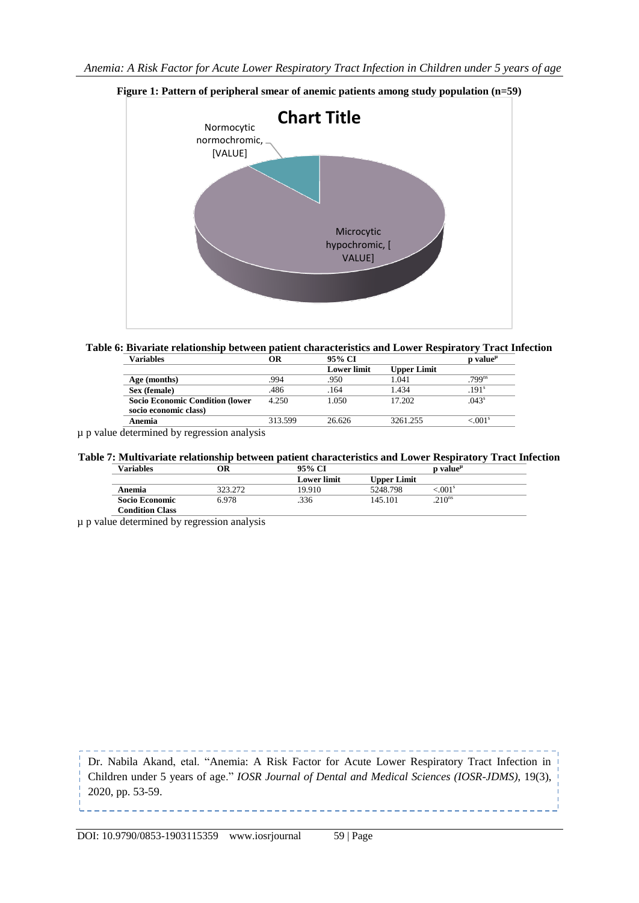**Figure 1: Pattern of peripheral smear of anemic patients among study population (n=59)**

Chart Title

Normocytic normochromic, [VALUE]

Microcytic hypochromic, [ VALUE]

**Table 6: Bivariate relationship between patient characteristics and Lower Respiratory Tract Infection**

| Variables | OR | 95% CI | | p value[µ] |
|---|---|---|---|---|
| | | Lower limit | Upper Limit | |
| Age (months) | .994 | .950 | 1.041 | .799[ns] |
| Sex (female) | .486 | .164 | 1.434 | .191[s] |
| Socio Economic Condition (lower socio economic class) | 4.250 | 1.050 | 17.202 | .043[s] |
| Anemia | 313.599 | 26.626 | 3261.255 | <.001[s] |

µ p value determined by regression analysis

**Table 7: Multivariate relationship between patient characteristics and Lower Respiratory Tract Infection**

| Variables | OR | 95% CI | | p value[µ] |
|---|---|---|---|---|
| | | Lower limit | Upper Limit | |
| Anemia | 323.272 | 19.910 | 5248.798 | <.001[s] |
| Socio Economic Condition Class | 6.978 | .336 | 145.101 | .210[ns] |

µ p value determined by regression analysis

Dr. Nabila Akand, etal. "Anemia: A Risk Factor for Acute Lower Respiratory Tract Infection in Children under 5 years of age." *IOSR Journal of Dental and Medical Sciences (IOSR-JDMS)*, 19(3), 2020, pp. 53-59.